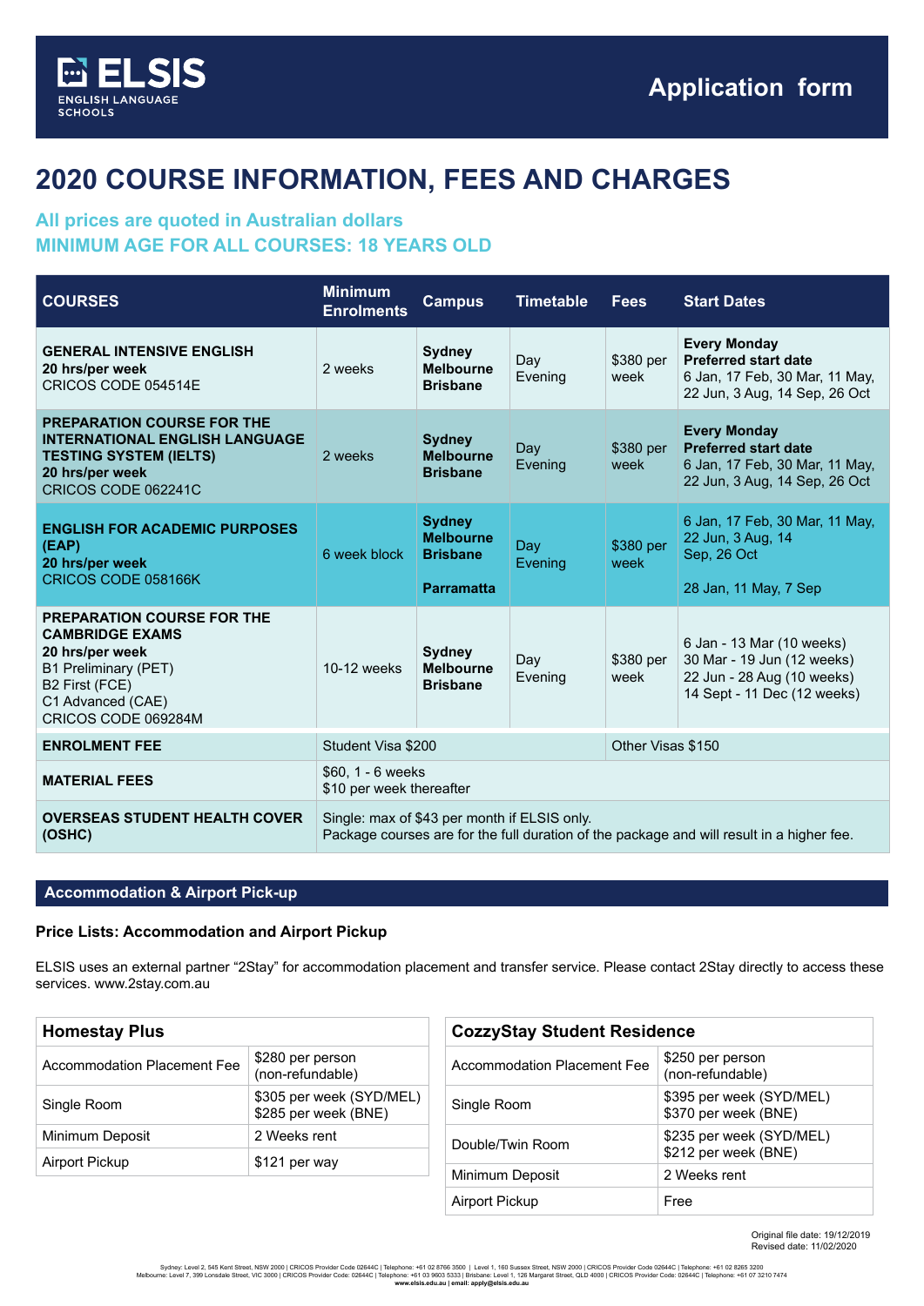ELSIS ENGLISH LANGUAGE SCHOOLS

Application form

# 2020 COURSE INFORMATION, FEES AND CHARGES

**All prices are quoted in Australian dollars**
**MINIMUM AGE FOR ALL COURSES: 18 YEARS OLD**

| COURSES | Minimum Enrolments | Campus | Timetable | Fees | Start Dates |
|---|---|---|---|---|---|
| **GENERAL INTENSIVE ENGLISH** **20 hrs/per week** CRICOS CODE 054514E | 2 weeks | **Sydney Melbourne Brisbane** | Day Evening | $380 per week | **Every Monday** **Preferred start date** 6 Jan, 17 Feb, 30 Mar, 11 May, 22 Jun, 3 Aug, 14 Sep, 26 Oct |
| **PREPARATION COURSE FOR THE INTERNATIONAL ENGLISH LANGUAGE TESTING SYSTEM (IELTS)** **20 hrs/per week** CRICOS CODE 062241C | 2 weeks | **Sydney Melbourne Brisbane** | Day Evening | $380 per week | **Every Monday** **Preferred start date** 6 Jan, 17 Feb, 30 Mar, 11 May, 22 Jun, 3 Aug, 14 Sep, 26 Oct |
| **ENGLISH FOR ACADEMIC PURPOSES (EAP)** **20 hrs/per week** CRICOS CODE 058166K | 6 week block | **Sydney Melbourne Brisbane** **Parramatta** | Day Evening | $380 per week | 6 Jan, 17 Feb, 30 Mar, 11 May, 22 Jun, 3 Aug, 14 Sep, 26 Oct 28 Jan, 11 May, 7 Sep |
| **PREPARATION COURSE FOR THE CAMBRIDGE EXAMS** **20 hrs/per week** B1 Preliminary (PET) B2 First (FCE) C1 Advanced (CAE) CRICOS CODE 069284M | 10-12 weeks | **Sydney Melbourne Brisbane** | Day Evening | $380 per week | 6 Jan - 13 Mar (10 weeks) 30 Mar - 19 Jun (12 weeks) 22 Jun - 28 Aug (10 weeks) 14 Sept - 11 Dec (12 weeks) |
| **ENROLMENT FEE** | Student Visa $200 | | | Other Visas $150 | |
| **MATERIAL FEES** | $60, 1 - 6 weeks $10 per week thereafter | | | | |
| **OVERSEAS STUDENT HEALTH COVER (OSHC)** | Single: max of $43 per month if ELSIS only. Package courses are for the full duration of the package and will result in a higher fee. | | | | |

## Accommodation & Airport Pick-up

### Price Lists: Accommodation and Airport Pickup

ELSIS uses an external partner “2Stay” for accommodation placement and transfer service. Please contact 2Stay directly to access these services. www.2stay.com.au

| Homestay Plus | |
|---|---|
| Accommodation Placement Fee | $280 per person (non-refundable) |
| Single Room | $305 per week (SYD/MEL) $285 per week (BNE) |
| Minimum Deposit | 2 Weeks rent |
| Airport Pickup | $121 per way |

| CozzyStay Student Residence | |
|---|---|
| Accommodation Placement Fee | $250 per person (non-refundable) |
| Single Room | $395 per week (SYD/MEL) $370 per week (BNE) |
| Double/Twin Room | $235 per week (SYD/MEL) $212 per week (BNE) |
| Minimum Deposit | 2 Weeks rent |
| Airport Pickup | Free |

Original file date: 19/12/2019
Revised date: 11/02/2020

Sydney: Level 2, 545 Kent Street, NSW 2000 | CRICOS Provider Code 02644C | Telephone: +61 02 8766 3500 | Level 1, 160 Sussex Street, NSW 2000 | CRICOS Provider Code 02644C | Telephone: +61 02 8265 3200
Melbourne: Level 7, 399 Lonsdale Street, VIC 3000 | CRICOS Provider Code: 02644C | Telephone: +61 03 9603 5333 | Brisbane: Level 1, 126 Margaret Street, QLD 4000 | CRICOS Provider Code: 02644C | Telephone: +61 07 3210 7474
**www.elsis.edu.au | email: apply@elsis.edu.au**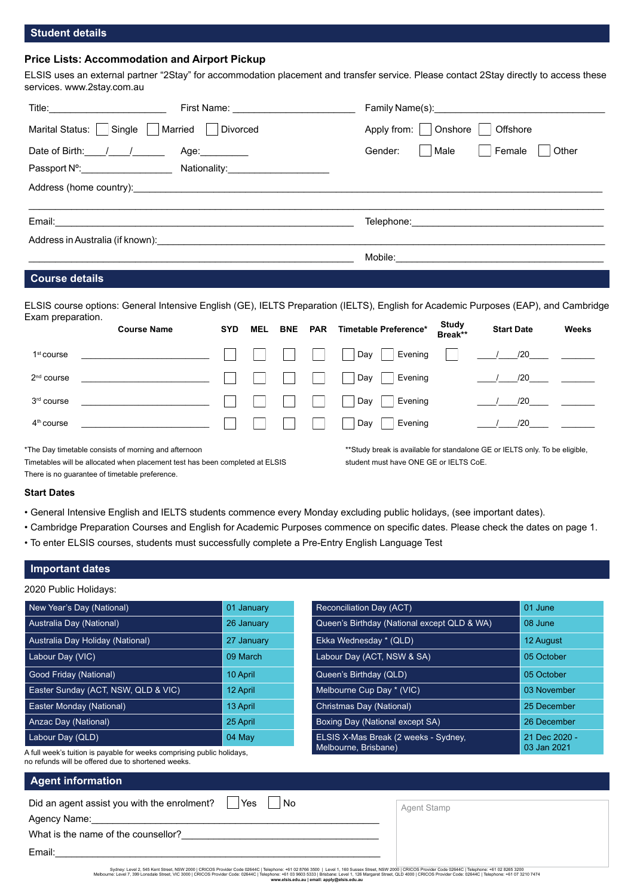## Student details

### Price Lists: Accommodation and Airport Pickup

ELSIS uses an external partner "2Stay" for accommodation placement and transfer service. Please contact 2Stay directly to access these services. www.2stay.com.au

Title:______________________ First Name: ______________________ Family Name(s):______________________________

Marital Status: ☐ Single ☐ Married ☐ Divorced    Apply from: ☐ Onshore ☐ Offshore

Date of Birth:____/____/______ Age:_________    Gender: ☐ Male ☐ Female ☐ Other

Passport Nº:__________________ Nationality:___________________

Address (home country):_______________________________________________________________________

_______________________________________________________________________________________

Email:_____________________________________________________ Telephone:___________________________________

Address in Australia (if known):_________________________________________________________________

_____________________________________________________________ Mobile:_____________________________________

## Course details

ELSIS course options: General Intensive English (GE), IELTS Preparation (IELTS), English for Academic Purposes (EAP), and Cambridge Exam preparation.

| | Course Name | SYD | MEL | BNE | PAR | Timetable Preference* | Study Break** | Start Date | Weeks |
|---|---|---|---|---|---|---|---|---|---|
| 1st course | ________________ | ☐ | ☐ | ☐ | ☐ | ☐ Day ☐ Evening | ☐ | ___/___/20___ | ______ |
| 2nd course | ________________ | ☐ | ☐ | ☐ | ☐ | ☐ Day ☐ Evening | | ___/___/20___ | ______ |
| 3rd course | ________________ | ☐ | ☐ | ☐ | ☐ | ☐ Day ☐ Evening | | ___/___/20___ | ______ |
| 4th course | ________________ | ☐ | ☐ | ☐ | ☐ | ☐ Day ☐ Evening | | ___/___/20___ | ______ |

*The Day timetable consists of morning and afternoon
Timetables will be allocated when placement test has been completed at ELSIS
There is no guarantee of timetable preference.

**Study break is available for standalone GE or IELTS only. To be eligible, student must have ONE GE or IELTS CoE.

### Start Dates

- General Intensive English and IELTS students commence every Monday excluding public holidays, (see important dates).
- Cambridge Preparation Courses and English for Academic Purposes commence on specific dates. Please check the dates on page 1.
- To enter ELSIS courses, students must successfully complete a Pre-Entry English Language Test

## Important dates

2020 Public Holidays:

| Holiday | Date |
|---|---|
| New Year's Day (National) | 01 January |
| Australia Day (National) | 26 January |
| Australia Day Holiday (National) | 27 January |
| Labour Day (VIC) | 09 March |
| Good Friday (National) | 10 April |
| Easter Sunday (ACT, NSW, QLD & VIC) | 12 April |
| Easter Monday (National) | 13 April |
| Anzac Day (National) | 25 April |
| Labour Day (QLD) | 04 May |

A full week's tuition is payable for weeks comprising public holidays, no refunds will be offered due to shortened weeks.

| Holiday | Date |
|---|---|
| Reconciliation Day (ACT) | 01 June |
| Queen's Birthday (National except QLD & WA) | 08 June |
| Ekka Wednesday * (QLD) | 12 August |
| Labour Day (ACT, NSW & SA) | 05 October |
| Queen's Birthday (QLD) | 05 October |
| Melbourne Cup Day * (VIC) | 03 November |
| Christmas Day (National) | 25 December |
| Boxing Day (National except SA) | 26 December |
| ELSIS X-Mas Break (2 weeks - Sydney, Melbourne, Brisbane) | 21 Dec 2020 - 03 Jan 2021 |

## Agent information

Did an agent assist you with the enrolment? ☐ Yes ☐ No

Agency Name:_____________________________________________________

What is the name of the counsellor?_____________________________________

Email:__________________________________________________________

Agent Stamp

Sydney: Level 2, 545 Kent Street, NSW 2000 | CRICOS Provider Code 02644C | Telephone: +61 02 8766 3500 | Level 1, 160 Sussex Street, NSW 2000 | CRICOS Provider Code 02644C | Telephone: +61 02 8265 3200
Melbourne: Level 7, 399 Lonsdale Street, VIC 3000 | CRICOS Provider Code: 02644C | Telephone: +61 03 9603 5333 | Brisbane: Level 1, 126 Margaret Street, QLD 4000 | CRICOS Provider Code: 02644C | Telephone: +61 07 3210 7474
www.elsis.edu.au | email: apply@elsis.edu.au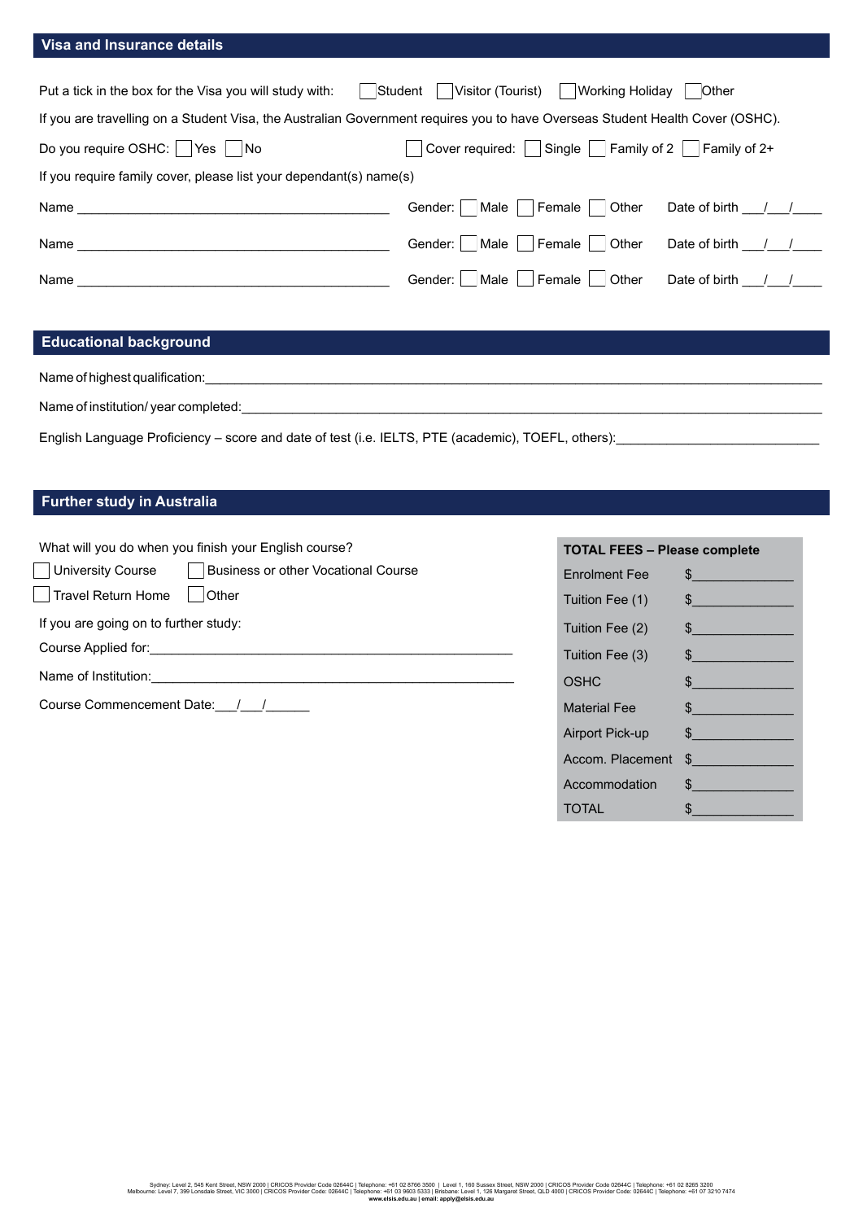## Visa and Insurance details

Put a tick in the box for the Visa you will study with: ☐ Student ☐ Visitor (Tourist) ☐ Working Holiday ☐ Other

If you are travelling on a Student Visa, the Australian Government requires you to have Overseas Student Health Cover (OSHC).

Do you require OSHC: ☐ Yes ☐ No ☐ Cover required: ☐ Single ☐ Family of 2 ☐ Family of 2+

If you require family cover, please list your dependant(s) name(s)

Name ____________________________________________ Gender: ☐ Male ☐ Female ☐ Other Date of birth ___/___/____

Name ____________________________________________ Gender: ☐ Male ☐ Female ☐ Other Date of birth ___/___/____

Name ____________________________________________ Gender: ☐ Male ☐ Female ☐ Other Date of birth ___/___/____

## Educational background

Name of highest qualification:____________________________________________________________________________________

Name of institution/ year completed:______________________________________________________________________________

English Language Proficiency – score and date of test (i.e. IELTS, PTE (academic), TOEFL, others):____________________________

## Further study in Australia

What will you do when you finish your English course?

☐ University Course ☐ Business or other Vocational Course

☐ Travel Return Home ☐ Other

If you are going on to further study:

Course Applied for:____________________________________________________

Name of Institution:____________________________________________________

Course Commencement Date:___/___/______

| TOTAL FEES – Please complete | |
|---|---|
| Enrolment Fee | $______________ |
| Tuition Fee (1) | $______________ |
| Tuition Fee (2) | $______________ |
| Tuition Fee (3) | $______________ |
| OSHC | $______________ |
| Material Fee | $______________ |
| Airport Pick-up | $______________ |
| Accom. Placement | $______________ |
| Accommodation | $______________ |
| TOTAL | $______________ |

Sydney: Level 2, 545 Kent Street, NSW 2000 | CRICOS Provider Code 02644C | Telephone: +61 02 8766 3500 | Level 1, 160 Sussex Street, NSW 2000 | CRICOS Provider Code 02644C | Telephone: +61 02 8265 3200
Melbourne: Level 7, 399 Lonsdale Street, VIC 3000 | CRICOS Provider Code: 02644C | Telephone: +61 03 9603 5333 | Brisbane: Level 1, 126 Margaret Street, QLD 4000 | CRICOS Provider Code: 02644C | Telephone: +61 07 3210 7474
**www.elsis.edu.au | email: apply@elsis.edu.au**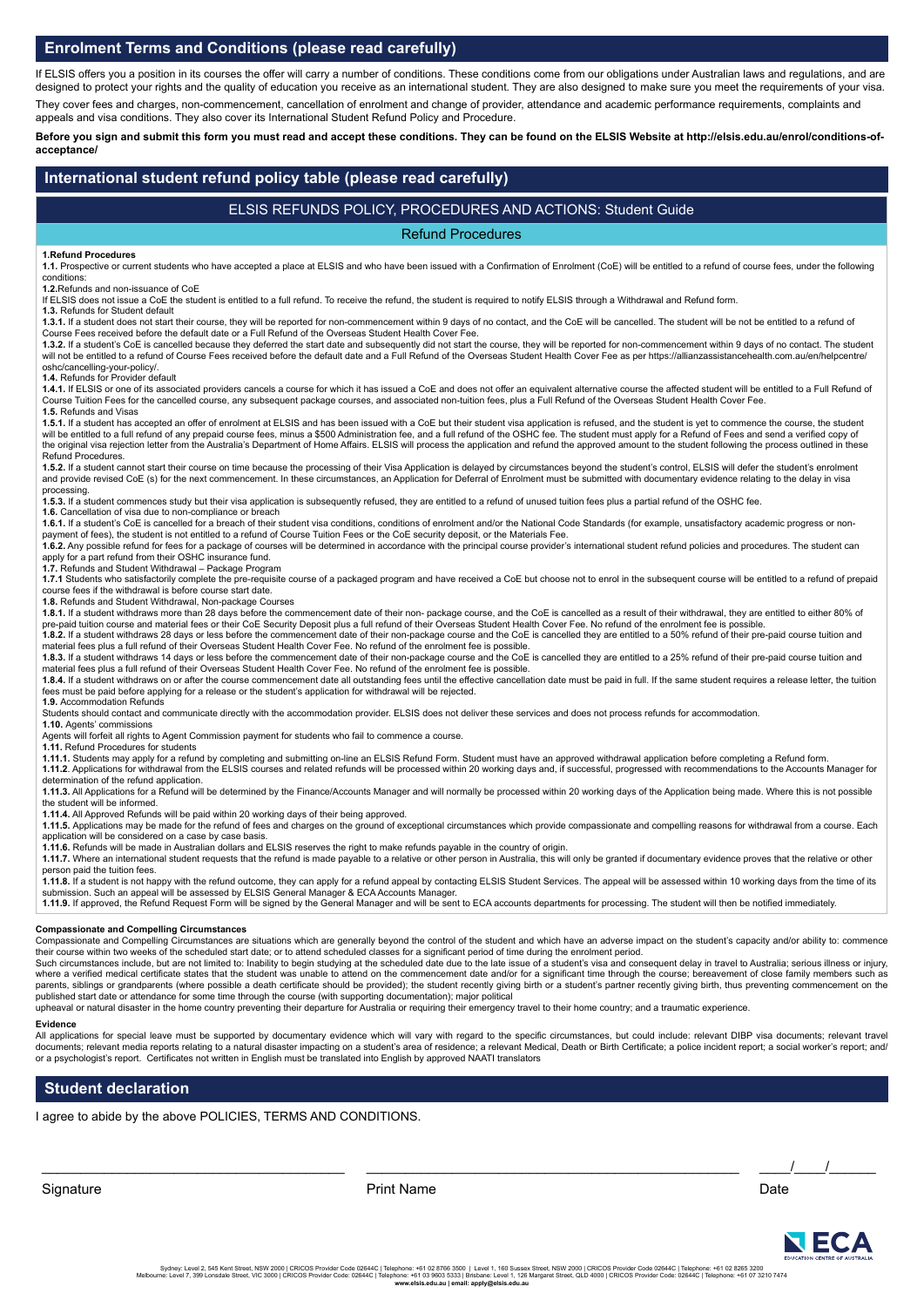## Enrolment Terms and Conditions (please read carefully)

If ELSIS offers you a position in its courses the offer will carry a number of conditions. These conditions come from our obligations under Australian laws and regulations, and are designed to protect your rights and the quality of education you receive as an international student. They are also designed to make sure you meet the requirements of your visa.

They cover fees and charges, non-commencement, cancellation of enrolment and change of provider, attendance and academic performance requirements, complaints and appeals and visa conditions. They also cover its International Student Refund Policy and Procedure.

**Before you sign and submit this form you must read and accept these conditions. They can be found on the ELSIS Website at http://elsis.edu.au/enrol/conditions-of-acceptance/**

## International student refund policy table (please read carefully)

### ELSIS REFUNDS POLICY, PROCEDURES AND ACTIONS: Student Guide

### Refund Procedures

**1.Refund Procedures**

**1.1.** Prospective or current students who have accepted a place at ELSIS and who have been issued with a Confirmation of Enrolment (CoE) will be entitled to a refund of course fees, under the following conditions:

**1.2.**Refunds and non-issuance of CoE

If ELSIS does not issue a CoE the student is entitled to a full refund. To receive the refund, the student is required to notify ELSIS through a Withdrawal and Refund form.

**1.3.** Refunds for Student default

**1.3.1.** If a student does not start their course, they will be reported for non-commencement within 9 days of no contact, and the CoE will be cancelled. The student will be not be entitled to a refund of Course Fees received before the default date or a Full Refund of the Overseas Student Health Cover Fee.

**1.3.2.** If a student's CoE is cancelled because they deferred the start date and subsequently did not start the course, they will be reported for non-commencement within 9 days of no contact. The student will not be entitled to a refund of Course Fees received before the default date and a Full Refund of the Overseas Student Health Cover Fee as per https://allianzassistancehealth.com.au/en/helpcentre/oshc/cancelling-your-policy/.

**1.4.** Refunds for Provider default

**1.4.1.** If ELSIS or one of its associated providers cancels a course for which it has issued a CoE and does not offer an equivalent alternative course the affected student will be entitled to a Full Refund of Course Tuition Fees for the cancelled course, any subsequent package courses, and associated non-tuition fees, plus a Full Refund of the Overseas Student Health Cover Fee.

**1.5.** Refunds and Visas

**1.5.1.** If a student has accepted an offer of enrolment at ELSIS and has been issued with a CoE but their student visa application is refused, and the student is yet to commence the course, the student will be entitled to a full refund of any prepaid course fees, minus a $500 Administration fee, and a full refund of the OSHC fee. The student must apply for a Refund of Fees and send a verified copy of the original visa rejection letter from the Australia's Department of Home Affairs. ELSIS will process the application and refund the approved amount to the student following the process outlined in these Refund Procedures.

**1.5.2.** If a student cannot start their course on time because the processing of their Visa Application is delayed by circumstances beyond the student's control, ELSIS will defer the student's enrolment and provide revised CoE (s) for the next commencement. In these circumstances, an Application for Deferral of Enrolment must be submitted with documentary evidence relating to the delay in visa processing.

**1.5.3.** If a student commences study but their visa application is subsequently refused, they are entitled to a refund of unused tuition fees plus a partial refund of the OSHC fee.

**1.6.** Cancellation of visa due to non-compliance or breach

**1.6.1.** If a student's CoE is cancelled for a breach of their student visa conditions, conditions of enrolment and/or the National Code Standards (for example, unsatisfactory academic progress or non-payment of fees), the student is not entitled to a refund of Course Tuition Fees or the CoE security deposit, or the Materials Fee.

**1.6.2.** Any possible refund for fees for a package of courses will be determined in accordance with the principal course provider's international student refund policies and procedures. The student can apply for a part refund from their OSHC insurance fund.

**1.7.** Refunds and Student Withdrawal – Package Program

**1.7.1** Students who satisfactorily complete the pre-requisite course of a packaged program and have received a CoE but choose not to enrol in the subsequent course will be entitled to a refund of prepaid course fees if the withdrawal is before course start date.

**1.8.** Refunds and Student Withdrawal, Non-package Courses

**1.8.1.** If a student withdraws more than 28 days before the commencement date of their non- package course, and the CoE is cancelled as a result of their withdrawal, they are entitled to either 80% of pre-paid tuition course and material fees or their CoE Security Deposit plus a full refund of their Overseas Student Health Cover Fee. No refund of the enrolment fee is possible.

**1.8.2.** If a student withdraws 28 days or less before the commencement date of their non-package course and the CoE is cancelled they are entitled to a 50% refund of their pre-paid course tuition and material fees plus a full refund of their Overseas Student Health Cover Fee. No refund of the enrolment fee is possible.

**1.8.3.** If a student withdraws 14 days or less before the commencement date of their non-package course and the CoE is cancelled they are entitled to a 25% refund of their pre-paid course tuition and material fees plus a full refund of their Overseas Student Health Cover Fee. No refund of the enrolment fee is possible.

**1.8.4.** If a student withdraws on or after the course commencement date all outstanding fees until the effective cancellation date must be paid in full. If the same student requires a release letter, the tuition fees must be paid before applying for a release or the student's application for withdrawal will be rejected.

**1.9.** Accommodation Refunds

Students should contact and communicate directly with the accommodation provider. ELSIS does not deliver these services and does not process refunds for accommodation.

**1.10.** Agents' commissions

Agents will forfeit all rights to Agent Commission payment for students who fail to commence a course.

**1.11.** Refund Procedures for students

**1.11.1.** Students may apply for a refund by completing and submitting on-line an ELSIS Refund Form. Student must have an approved withdrawal application before completing a Refund form.

**1.11.2**. Applications for withdrawal from the ELSIS courses and related refunds will be processed within 20 working days and, if successful, progressed with recommendations to the Accounts Manager for determination of the refund application.

**1.11.3.** All Applications for a Refund will be determined by the Finance/Accounts Manager and will normally be processed within 20 working days of the Application being made. Where this is not possible the student will be informed.

**1.11.4.** All Approved Refunds will be paid within 20 working days of their being approved.

**1.11.5.** Applications may be made for the refund of fees and charges on the ground of exceptional circumstances which provide compassionate and compelling reasons for withdrawal from a course. Each application will be considered on a case by case basis.

**1.11.6.** Refunds will be made in Australian dollars and ELSIS reserves the right to make refunds payable in the country of origin.

**1.11.7.** Where an international student requests that the refund is made payable to a relative or other person in Australia, this will only be granted if documentary evidence proves that the relative or other person paid the tuition fees.

**1.11.8.** If a student is not happy with the refund outcome, they can apply for a refund appeal by contacting ELSIS Student Services. The appeal will be assessed within 10 working days from the time of its submission. Such an appeal will be assessed by ELSIS General Manager & ECA Accounts Manager.

**1.11.9.** If approved, the Refund Request Form will be signed by the General Manager and will be sent to ECA accounts departments for processing. The student will then be notified immediately.

**Compassionate and Compelling Circumstances**

Compassionate and Compelling Circumstances are situations which are generally beyond the control of the student and which have an adverse impact on the student's capacity and/or ability to: commence their course within two weeks of the scheduled start date; or to attend scheduled classes for a significant period of time during the enrolment period.

Such circumstances include, but are not limited to: Inability to begin studying at the scheduled date due to the late issue of a student's visa and consequent delay in travel to Australia; serious illness or injury, where a verified medical certificate states that the student was unable to attend on the commencement date and/or for a significant time through the course; bereavement of close family members such as parents, siblings or grandparents (where possible a death certificate should be provided); the student recently giving birth or a student's partner recently giving birth, thus preventing commencement on the published start date or attendance for some time through the course (with supporting documentation); major political upheaval or natural disaster in the home country preventing their departure for Australia or requiring their emergency travel to their home country; and a traumatic experience.

**Evidence**

All applications for special leave must be supported by documentary evidence which will vary with regard to the specific circumstances, but could include: relevant DIBP visa documents; relevant travel documents; relevant media reports relating to a natural disaster impacting on a student's area of residence; a relevant Medical, Death or Birth Certificate; a police incident report; a social worker's report; and/ or a psychologist's report. Certificates not written in English must be translated into English by approved NAATI translators

## Student declaration

I agree to abide by the above POLICIES, TERMS AND CONDITIONS.

Signature ______________________   Print Name ______________________   Date ____/____/______

Sydney: Level 2, 545 Kent Street, NSW 2000 | CRICOS Provider Code 02644C | Telephone: +61 02 8766 3500 | Level 1, 160 Sussex Street, NSW 2000 | CRICOS Provider Code 02644C | Telephone: +61 02 8265 3200
Melbourne: Level 7, 399 Lonsdale Street, VIC 3000 | CRICOS Provider Code: 02644C | Telephone: +61 03 9603 5333 | Brisbane: Level 1, 126 Margaret Street, QLD 4000 | CRICOS Provider Code: 02644C | Telephone: +61 07 3210 7474
www.elsis.edu.au | email: apply@elsis.edu.au